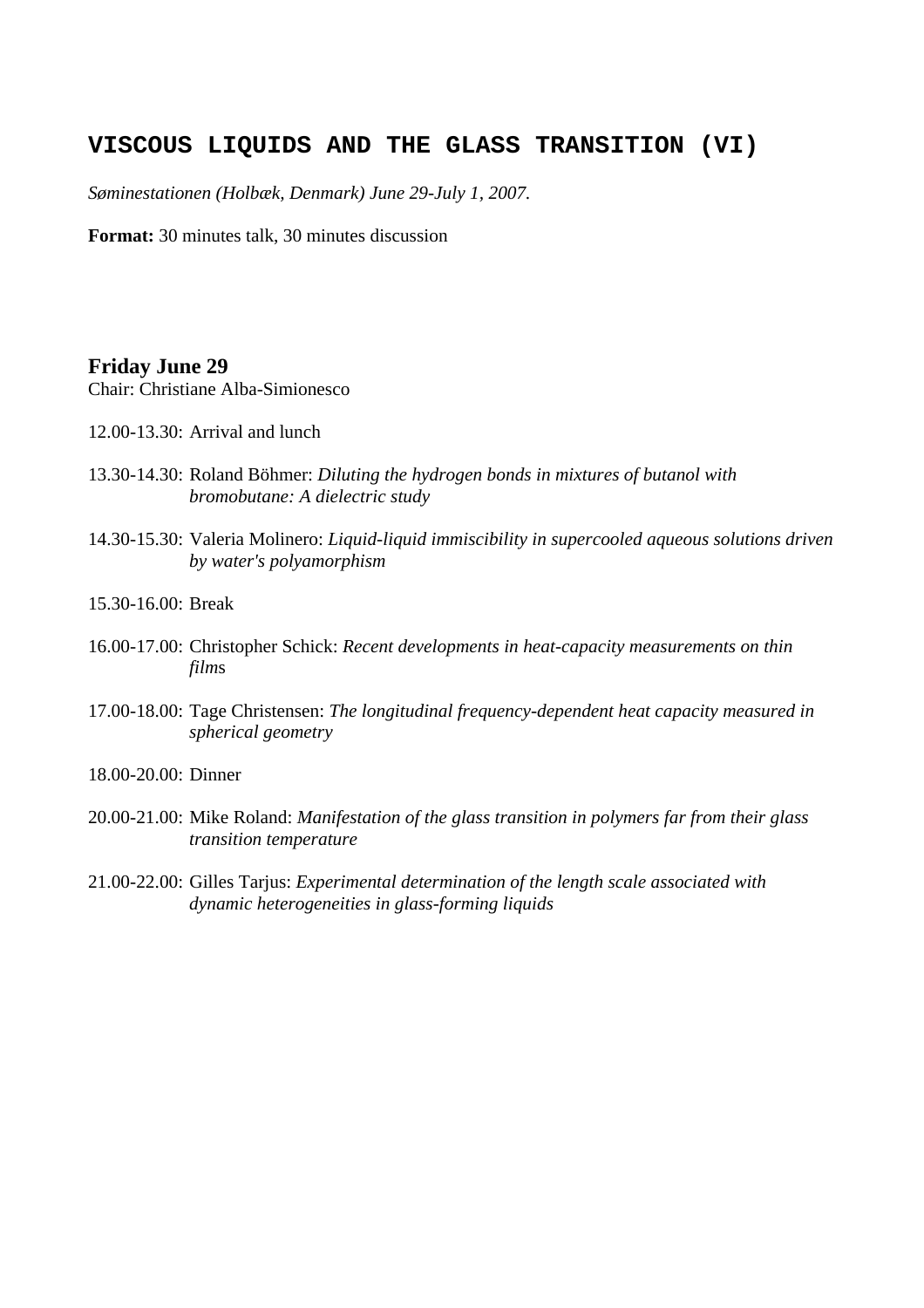# VISCOUS LIQUIDS AND THE GLASS TRANSITION (VI)

*Søminestationen (Holbæk, Denmark) June 29-July 1, 2007.*

**Format:** 30 minutes talk, 30 minutes discussion

## Friday June 29

Chair: Christiane Alba-Simionesco

12.00-13.30: Arrival and lunch

13.30-14.30: Roland Böhmer: *Diluting the hydrogen bonds in mixtures of butanol with bromobutane: A dielectric study*

14.30-15.30: Valeria Molinero: *Liquid-liquid immiscibility in supercooled aqueous solutions driven by water's polyamorphism*

15.30-16.00: Break

16.00-17.00: Christopher Schick: *Recent developments in heat-capacity measurements on thin films*

17.00-18.00: Tage Christensen: *The longitudinal frequency-dependent heat capacity measured in spherical geometry*

18.00-20.00: Dinner

20.00-21.00: Mike Roland: *Manifestation of the glass transition in polymers far from their glass transition temperature*

21.00-22.00: Gilles Tarjus: *Experimental determination of the length scale associated with dynamic heterogeneities in glass-forming liquids*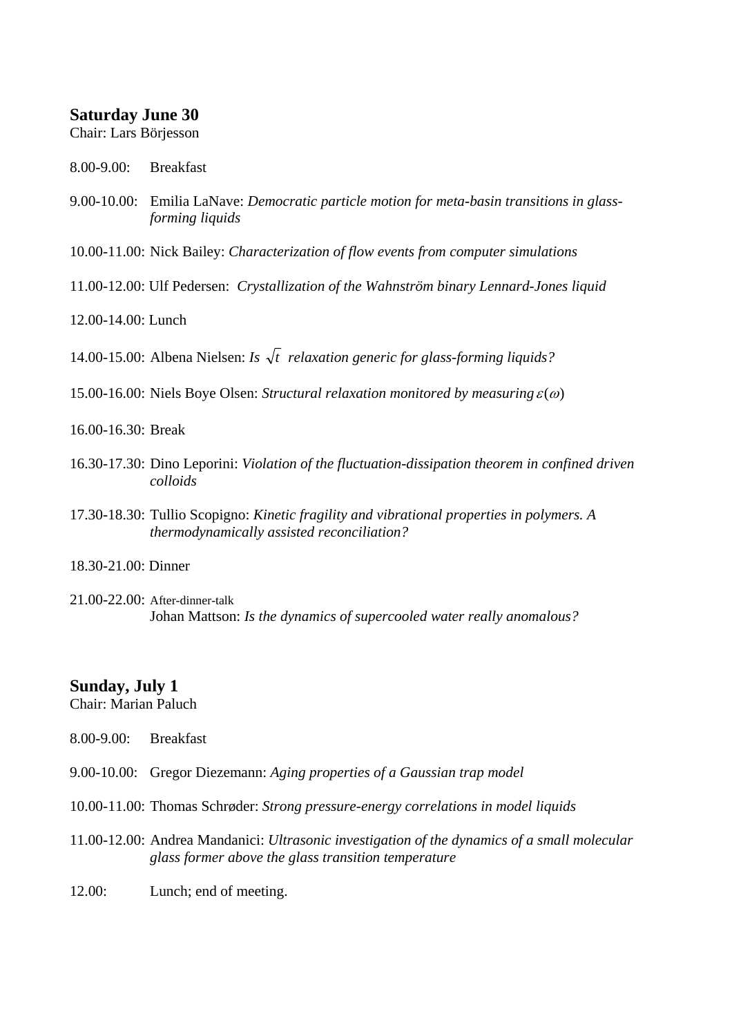**Saturday June 30**

Chair: Lars Börjesson

8.00-9.00: Breakfast

9.00-10.00: Emilia LaNave: *Democratic particle motion for meta-basin transitions in glass-forming liquids*

10.00-11.00: Nick Bailey: *Characterization of flow events from computer simulations*

11.00-12.00: Ulf Pedersen: *Crystallization of the Wahnström binary Lennard-Jones liquid*

12.00-14.00: Lunch

14.00-15.00: Albena Nielsen: *Is* $\sqrt{t}$ *relaxation generic for glass-forming liquids?*

15.00-16.00: Niels Boye Olsen: *Structural relaxation monitored by measuring* $\varepsilon(\omega)$

16.00-16.30: Break

16.30-17.30: Dino Leporini: *Violation of the fluctuation-dissipation theorem in confined driven colloids*

17.30-18.30: Tullio Scopigno: *Kinetic fragility and vibrational properties in polymers. A thermodynamically assisted reconciliation?*

18.30-21.00: Dinner

21.00-22.00: After-dinner-talk
Johan Mattson: *Is the dynamics of supercooled water really anomalous?*

**Sunday, July 1**

Chair: Marian Paluch

8.00-9.00: Breakfast

9.00-10.00: Gregor Diezemann: *Aging properties of a Gaussian trap model*

10.00-11.00: Thomas Schrøder: *Strong pressure-energy correlations in model liquids*

11.00-12.00: Andrea Mandanici: *Ultrasonic investigation of the dynamics of a small molecular glass former above the glass transition temperature*

12.00: Lunch; end of meeting.